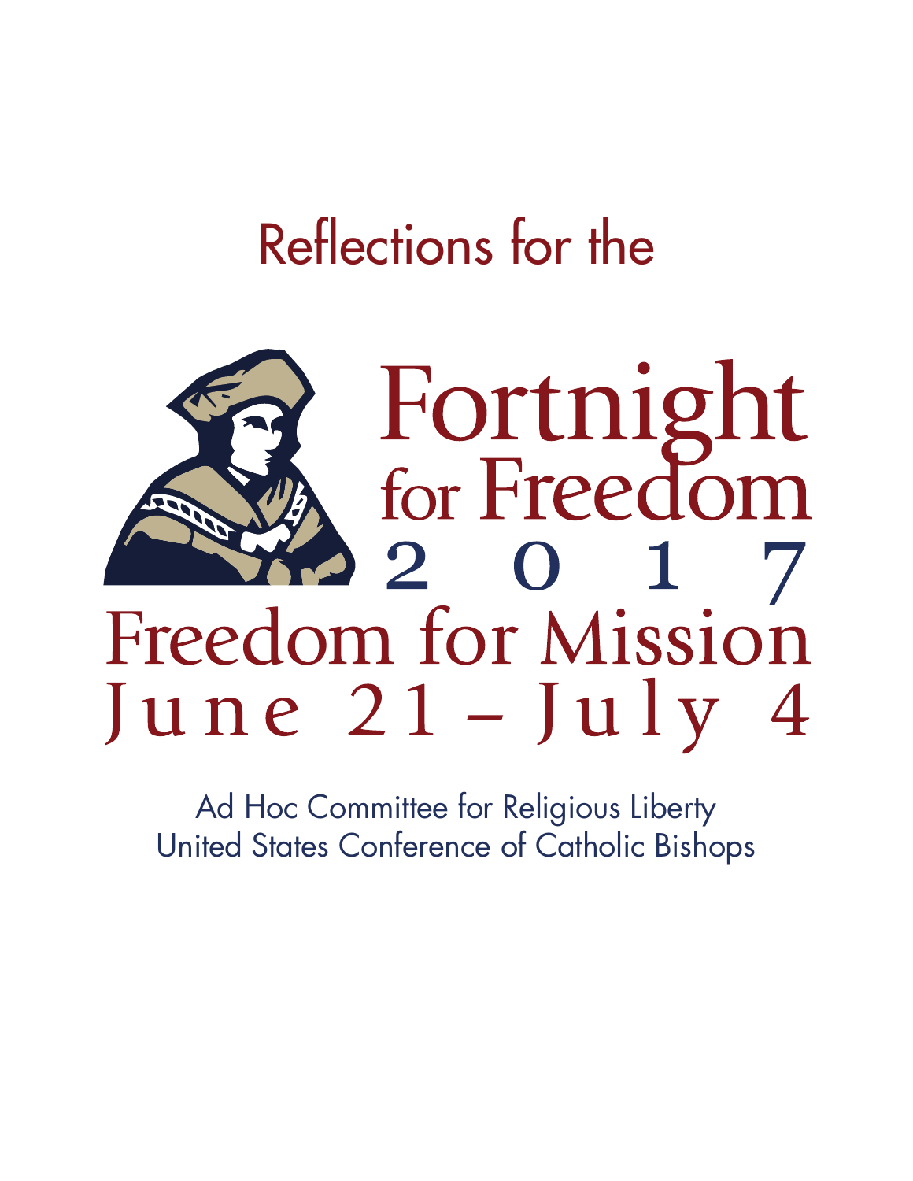Reflections for the

# Fortnight for Freedom 2017

## Freedom for Mission

## June 21 – July 4

Ad Hoc Committee for Religious Liberty
United States Conference of Catholic Bishops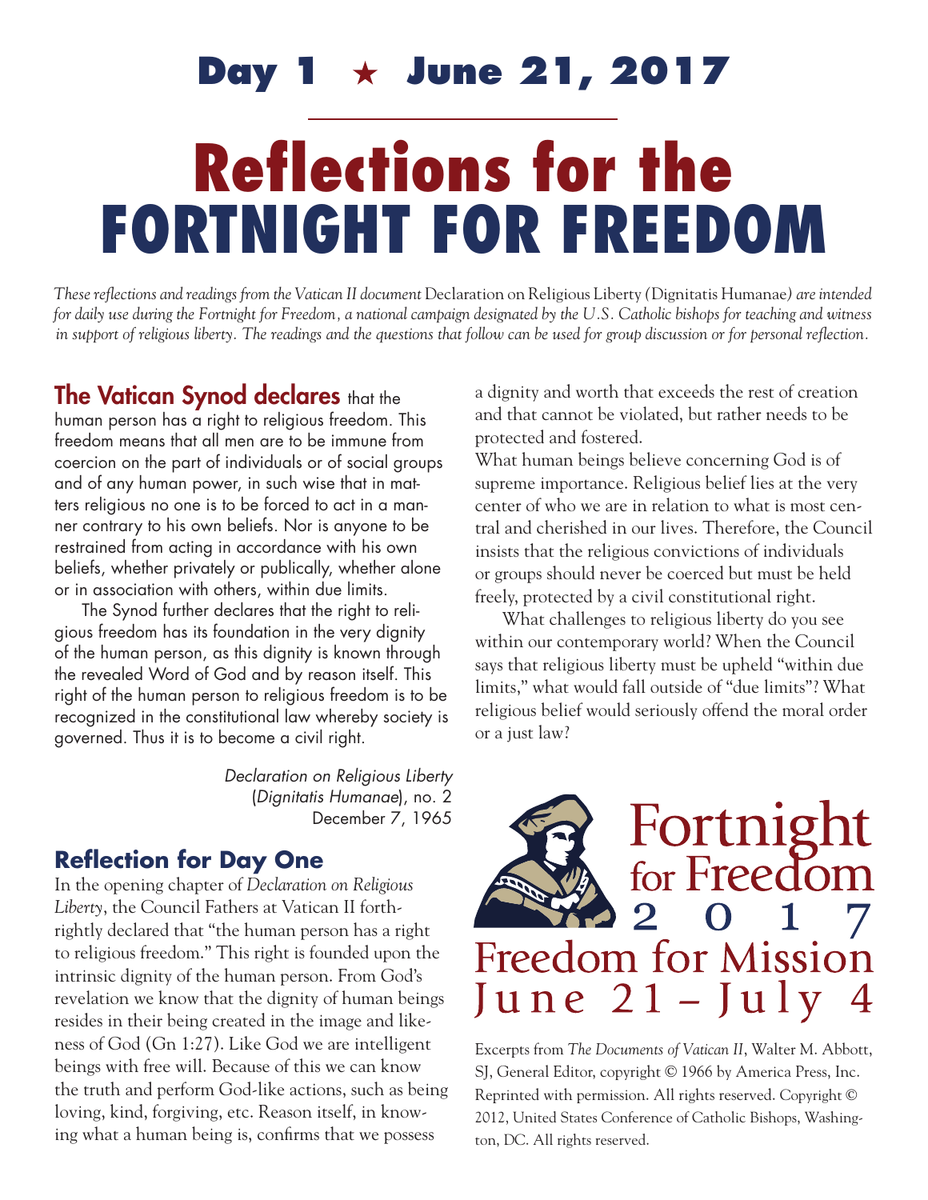# Day 1 ★ June 21, 2017

# Reflections for the FORTNIGHT FOR FREEDOM

*These reflections and readings from the Vatican II document* Declaration on Religious Liberty (Dignitatis Humanae) *are intended for daily use during the Fortnight for Freedom, a national campaign designated by the U.S. Catholic bishops for teaching and witness in support of religious liberty. The readings and the questions that follow can be used for group discussion or for personal reflection.*

**The Vatican Synod declares** that the human person has a right to religious freedom. This freedom means that all men are to be immune from coercion on the part of individuals or of social groups and of any human power, in such wise that in matters religious no one is to be forced to act in a manner contrary to his own beliefs. Nor is anyone to be restrained from acting in accordance with his own beliefs, whether privately or publically, whether alone or in association with others, within due limits.

The Synod further declares that the right to religious freedom has its foundation in the very dignity of the human person, as this dignity is known through the revealed Word of God and by reason itself. This right of the human person to religious freedom is to be recognized in the constitutional law whereby society is governed. Thus it is to become a civil right.

*Declaration on Religious Liberty* (*Dignitatis Humanae*), no. 2
December 7, 1965

## Reflection for Day One

In the opening chapter of *Declaration on Religious Liberty*, the Council Fathers at Vatican II forthrightly declared that "the human person has a right to religious freedom." This right is founded upon the intrinsic dignity of the human person. From God's revelation we know that the dignity of human beings resides in their being created in the image and likeness of God (Gn 1:27). Like God we are intelligent beings with free will. Because of this we can know the truth and perform God-like actions, such as being loving, kind, forgiving, etc. Reason itself, in knowing what a human being is, confirms that we possess a dignity and worth that exceeds the rest of creation and that cannot be violated, but rather needs to be protected and fostered.

What human beings believe concerning God is of supreme importance. Religious belief lies at the very center of who we are in relation to what is most central and cherished in our lives. Therefore, the Council insists that the religious convictions of individuals or groups should never be coerced but must be held freely, protected by a civil constitutional right.

What challenges to religious liberty do you see within our contemporary world? When the Council says that religious liberty must be upheld "within due limits," what would fall outside of "due limits"? What religious belief would seriously offend the moral order or a just law?

Fortnight for Freedom 2017
Freedom for Mission
June 21 – July 4

Excerpts from *The Documents of Vatican II*, Walter M. Abbott, SJ, General Editor, copyright © 1966 by America Press, Inc. Reprinted with permission. All rights reserved. Copyright © 2012, United States Conference of Catholic Bishops, Washington, DC. All rights reserved.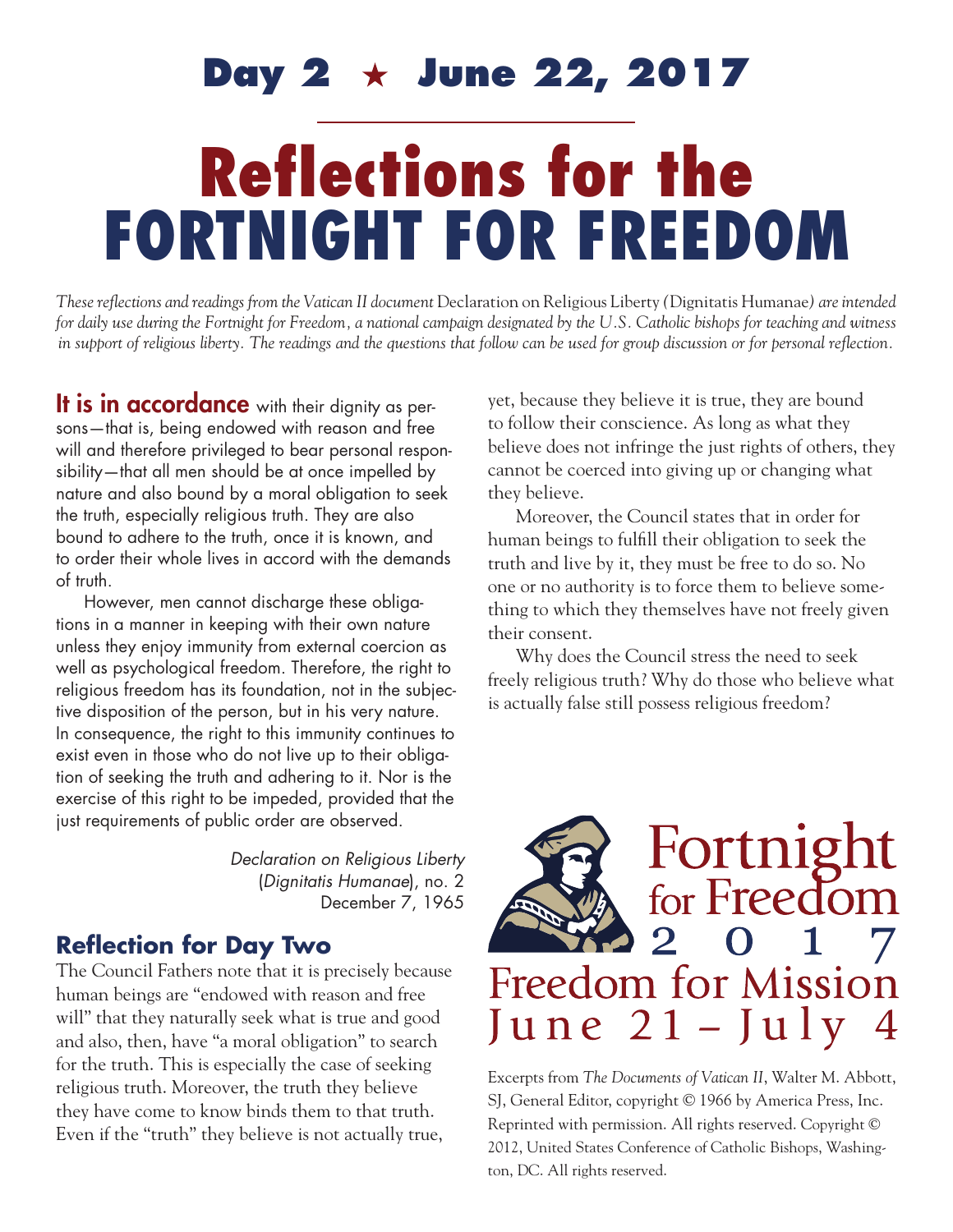# Day 2 ★ June 22, 2017

# Reflections for the FORTNIGHT FOR FREEDOM

*These reflections and readings from the Vatican II document* Declaration on Religious Liberty (Dignitatis Humanae) *are intended for daily use during the Fortnight for Freedom, a national campaign designated by the U.S. Catholic bishops for teaching and witness in support of religious liberty. The readings and the questions that follow can be used for group discussion or for personal reflection.*

**It is in accordance** with their dignity as persons—that is, being endowed with reason and free will and therefore privileged to bear personal responsibility—that all men should be at once impelled by nature and also bound by a moral obligation to seek the truth, especially religious truth. They are also bound to adhere to the truth, once it is known, and to order their whole lives in accord with the demands of truth.

However, men cannot discharge these obligations in a manner in keeping with their own nature unless they enjoy immunity from external coercion as well as psychological freedom. Therefore, the right to religious freedom has its foundation, not in the subjective disposition of the person, but in his very nature. In consequence, the right to this immunity continues to exist even in those who do not live up to their obligation of seeking the truth and adhering to it. Nor is the exercise of this right to be impeded, provided that the just requirements of public order are observed.

*Declaration on Religious Liberty* (*Dignitatis Humanae*), no. 2
December 7, 1965

## Reflection for Day Two

The Council Fathers note that it is precisely because human beings are "endowed with reason and free will" that they naturally seek what is true and good and also, then, have "a moral obligation" to search for the truth. This is especially the case of seeking religious truth. Moreover, the truth they believe they have come to know binds them to that truth. Even if the "truth" they believe is not actually true, yet, because they believe it is true, they are bound to follow their conscience. As long as what they believe does not infringe the just rights of others, they cannot be coerced into giving up or changing what they believe.

Moreover, the Council states that in order for human beings to fulfill their obligation to seek the truth and live by it, they must be free to do so. No one or no authority is to force them to believe something to which they themselves have not freely given their consent.

Why does the Council stress the need to seek freely religious truth? Why do those who believe what is actually false still possess religious freedom?

Fortnight for Freedom 2017
Freedom for Mission
June 21 – July 4

Excerpts from *The Documents of Vatican II*, Walter M. Abbott, SJ, General Editor, copyright © 1966 by America Press, Inc. Reprinted with permission. All rights reserved. Copyright © 2012, United States Conference of Catholic Bishops, Washington, DC. All rights reserved.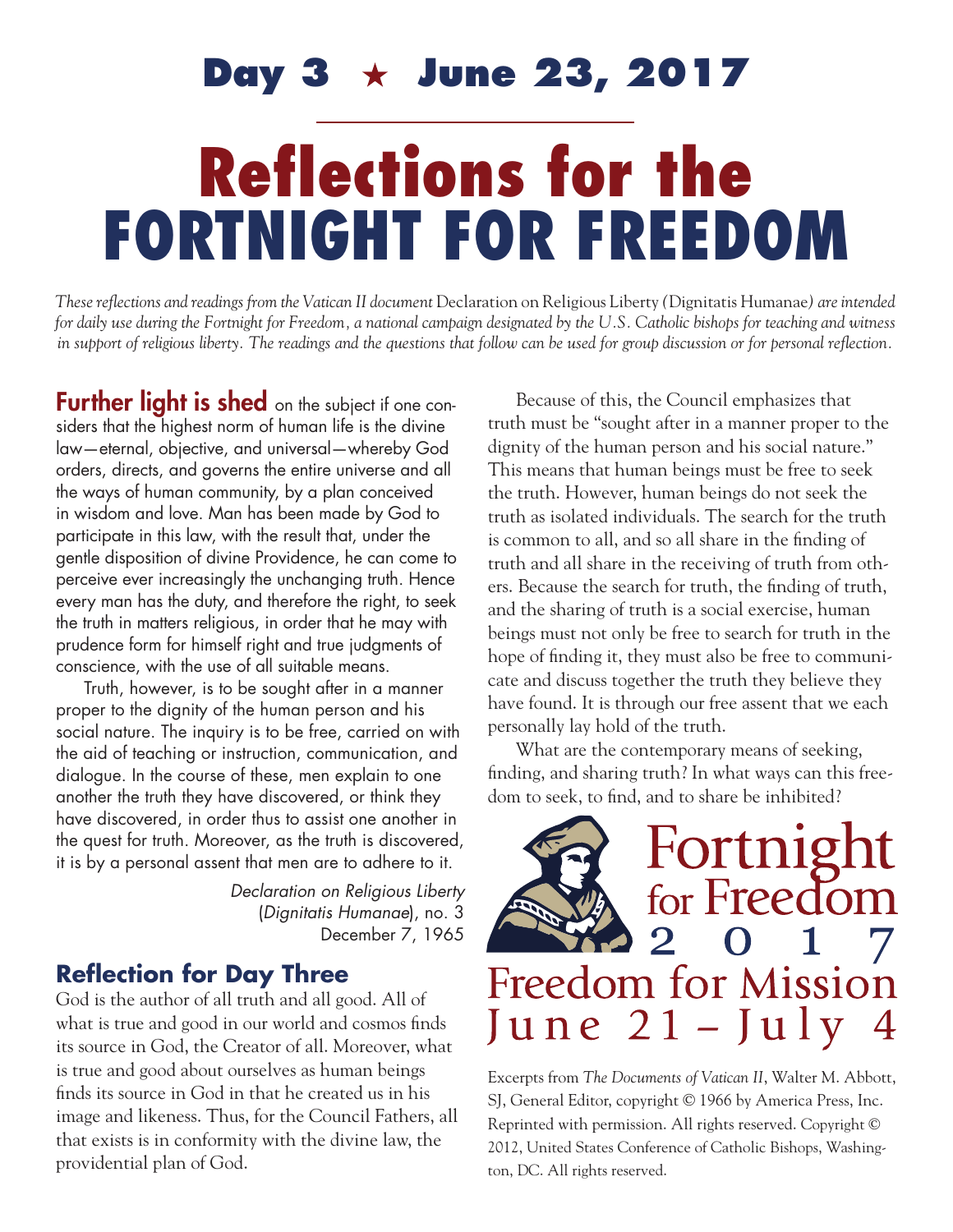# Day 3 ★ June 23, 2017

# Reflections for the FORTNIGHT FOR FREEDOM

*These reflections and readings from the Vatican II document* Declaration on Religious Liberty *(*Dignitatis Humanae*) are intended for daily use during the Fortnight for Freedom, a national campaign designated by the U.S. Catholic bishops for teaching and witness in support of religious liberty. The readings and the questions that follow can be used for group discussion or for personal reflection.*

**Further light is shed** on the subject if one considers that the highest norm of human life is the divine law—eternal, objective, and universal—whereby God orders, directs, and governs the entire universe and all the ways of human community, by a plan conceived in wisdom and love. Man has been made by God to participate in this law, with the result that, under the gentle disposition of divine Providence, he can come to perceive ever increasingly the unchanging truth. Hence every man has the duty, and therefore the right, to seek the truth in matters religious, in order that he may with prudence form for himself right and true judgments of conscience, with the use of all suitable means.

Truth, however, is to be sought after in a manner proper to the dignity of the human person and his social nature. The inquiry is to be free, carried on with the aid of teaching or instruction, communication, and dialogue. In the course of these, men explain to one another the truth they have discovered, or think they have discovered, in order thus to assist one another in the quest for truth. Moreover, as the truth is discovered, it is by a personal assent that men are to adhere to it.

*Declaration on Religious Liberty* (*Dignitatis Humanae*), no. 3
December 7, 1965

## Reflection for Day Three

God is the author of all truth and all good. All of what is true and good in our world and cosmos finds its source in God, the Creator of all. Moreover, what is true and good about ourselves as human beings finds its source in God in that he created us in his image and likeness. Thus, for the Council Fathers, all that exists is in conformity with the divine law, the providential plan of God.

Because of this, the Council emphasizes that truth must be "sought after in a manner proper to the dignity of the human person and his social nature." This means that human beings must be free to seek the truth. However, human beings do not seek the truth as isolated individuals. The search for the truth is common to all, and so all share in the finding of truth and all share in the receiving of truth from others. Because the search for truth, the finding of truth, and the sharing of truth is a social exercise, human beings must not only be free to search for truth in the hope of finding it, they must also be free to communicate and discuss together the truth they believe they have found. It is through our free assent that we each personally lay hold of the truth.

What are the contemporary means of seeking, finding, and sharing truth? In what ways can this freedom to seek, to find, and to share be inhibited?

Fortnight for Freedom 2017
Freedom for Mission
June 21 – July 4

Excerpts from *The Documents of Vatican II*, Walter M. Abbott, SJ, General Editor, copyright © 1966 by America Press, Inc. Reprinted with permission. All rights reserved. Copyright © 2012, United States Conference of Catholic Bishops, Washington, DC. All rights reserved.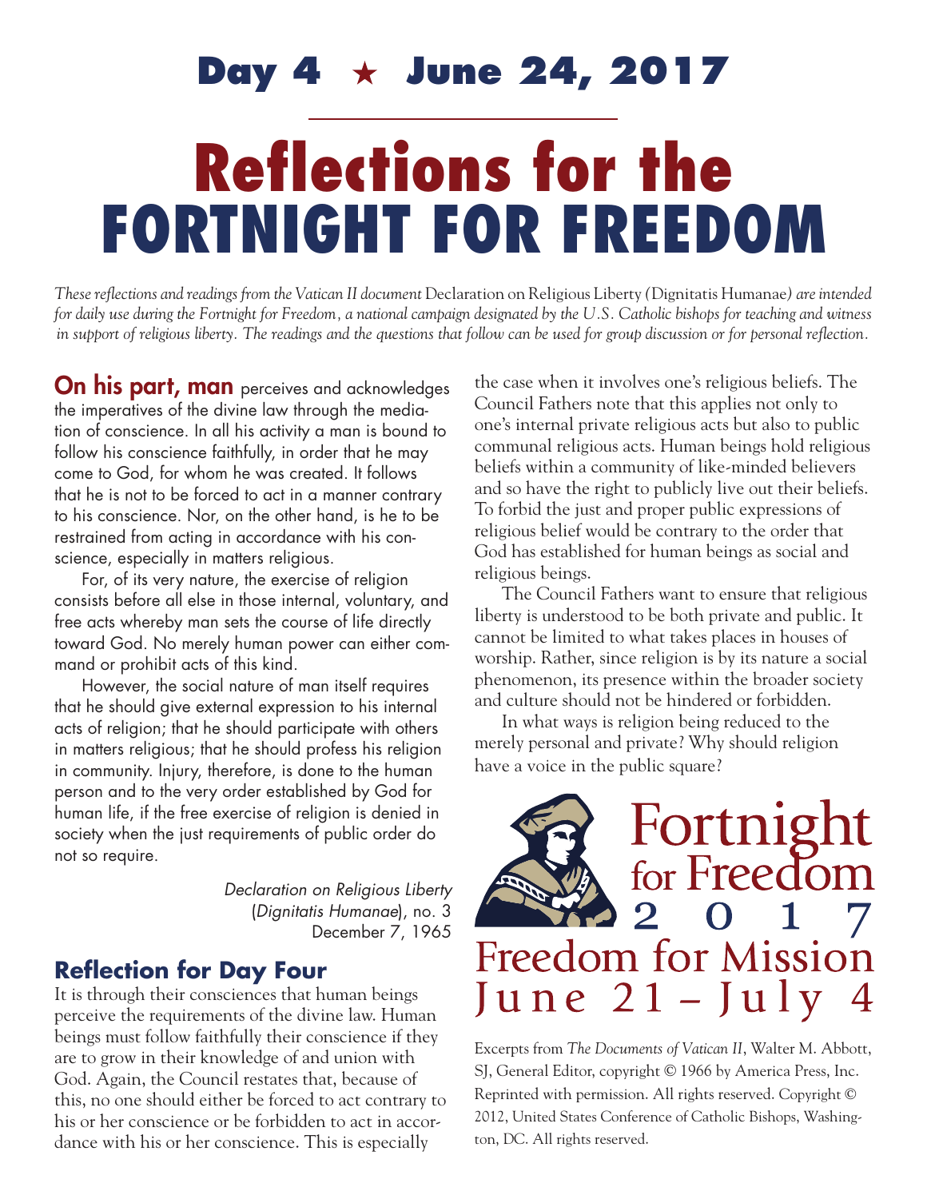## Day 4 ★ June 24, 2017

# Reflections for the FORTNIGHT FOR FREEDOM

*These reflections and readings from the Vatican II document* Declaration on Religious Liberty (Dignitatis Humanae) *are intended for daily use during the Fortnight for Freedom, a national campaign designated by the U.S. Catholic bishops for teaching and witness in support of religious liberty. The readings and the questions that follow can be used for group discussion or for personal reflection.*

**On his part, man** perceives and acknowledges the imperatives of the divine law through the mediation of conscience. In all his activity a man is bound to follow his conscience faithfully, in order that he may come to God, for whom he was created. It follows that he is not to be forced to act in a manner contrary to his conscience. Nor, on the other hand, is he to be restrained from acting in accordance with his conscience, especially in matters religious.

For, of its very nature, the exercise of religion consists before all else in those internal, voluntary, and free acts whereby man sets the course of life directly toward God. No merely human power can either command or prohibit acts of this kind.

However, the social nature of man itself requires that he should give external expression to his internal acts of religion; that he should participate with others in matters religious; that he should profess his religion in community. Injury, therefore, is done to the human person and to the very order established by God for human life, if the free exercise of religion is denied in society when the just requirements of public order do not so require.

*Declaration on Religious Liberty* (*Dignitatis Humanae*), no. 3
December 7, 1965

### Reflection for Day Four

It is through their consciences that human beings perceive the requirements of the divine law. Human beings must follow faithfully their conscience if they are to grow in their knowledge of and union with God. Again, the Council restates that, because of this, no one should either be forced to act contrary to his or her conscience or be forbidden to act in accordance with his or her conscience. This is especially the case when it involves one's religious beliefs. The Council Fathers note that this applies not only to one's internal private religious acts but also to public communal religious acts. Human beings hold religious beliefs within a community of like-minded believers and so have the right to publicly live out their beliefs. To forbid the just and proper public expressions of religious belief would be contrary to the order that God has established for human beings as social and religious beings.

The Council Fathers want to ensure that religious liberty is understood to be both private and public. It cannot be limited to what takes places in houses of worship. Rather, since religion is by its nature a social phenomenon, its presence within the broader society and culture should not be hindered or forbidden.

In what ways is religion being reduced to the merely personal and private? Why should religion have a voice in the public square?

Fortnight for Freedom 2017
Freedom for Mission
June 21 – July 4

Excerpts from *The Documents of Vatican II*, Walter M. Abbott, SJ, General Editor, copyright © 1966 by America Press, Inc. Reprinted with permission. All rights reserved. Copyright © 2012, United States Conference of Catholic Bishops, Washington, DC. All rights reserved.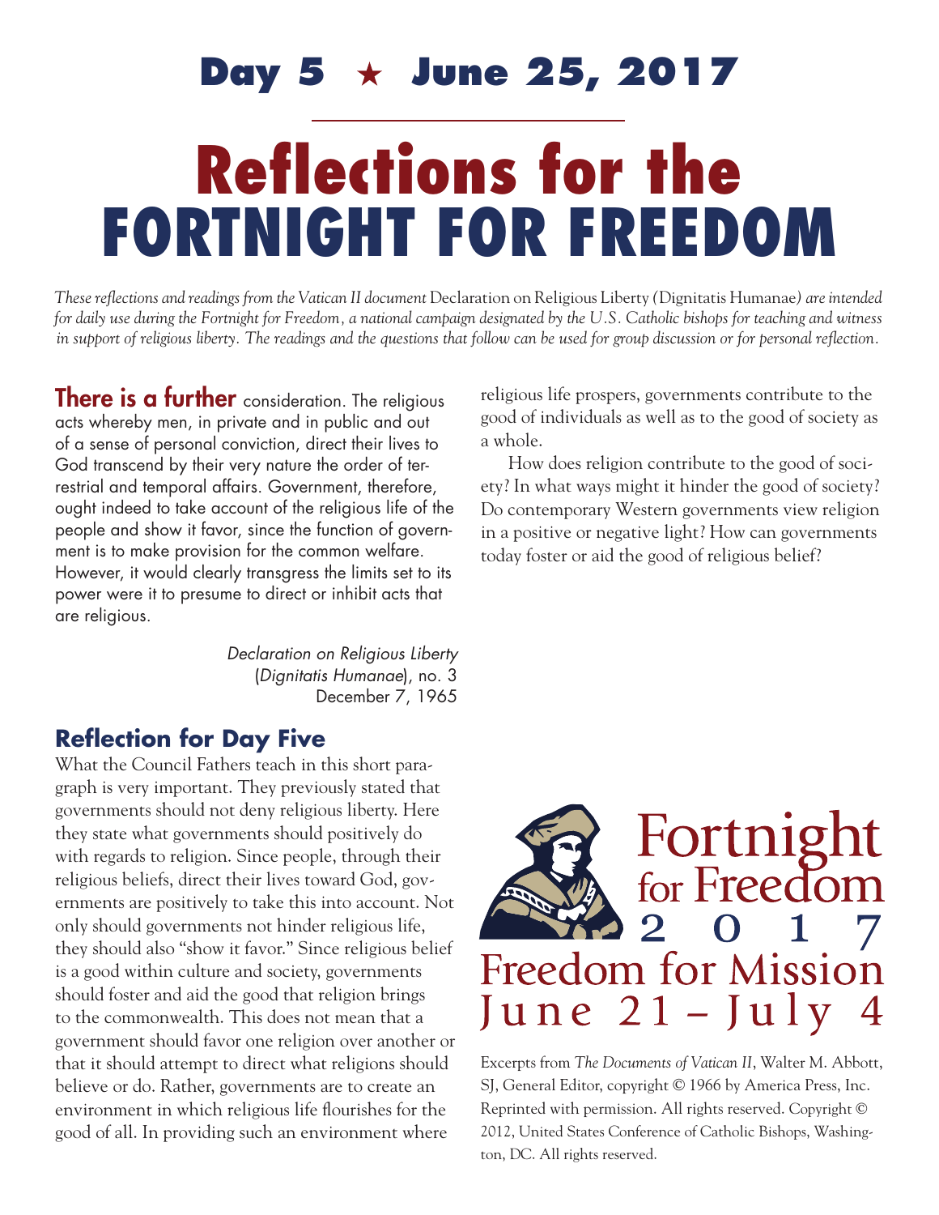# Day 5 ★ June 25, 2017

# Reflections for the FORTNIGHT FOR FREEDOM

*These reflections and readings from the Vatican II document* Declaration on Religious Liberty (Dignitatis Humanae) *are intended for daily use during the Fortnight for Freedom, a national campaign designated by the U.S. Catholic bishops for teaching and witness in support of religious liberty. The readings and the questions that follow can be used for group discussion or for personal reflection.*

**There is a further** consideration. The religious acts whereby men, in private and in public and out of a sense of personal conviction, direct their lives to God transcend by their very nature the order of terrestrial and temporal affairs. Government, therefore, ought indeed to take account of the religious life of the people and show it favor, since the function of government is to make provision for the common welfare. However, it would clearly transgress the limits set to its power were it to presume to direct or inhibit acts that are religious.

*Declaration on Religious Liberty* (*Dignitatis Humanae*), no. 3
December 7, 1965

## Reflection for Day Five

What the Council Fathers teach in this short paragraph is very important. They previously stated that governments should not deny religious liberty. Here they state what governments should positively do with regards to religion. Since people, through their religious beliefs, direct their lives toward God, governments are positively to take this into account. Not only should governments not hinder religious life, they should also "show it favor." Since religious belief is a good within culture and society, governments should foster and aid the good that religion brings to the commonwealth. This does not mean that a government should favor one religion over another or that it should attempt to direct what religions should believe or do. Rather, governments are to create an environment in which religious life flourishes for the good of all. In providing such an environment where religious life prospers, governments contribute to the good of individuals as well as to the good of society as a whole.

How does religion contribute to the good of society? In what ways might it hinder the good of society? Do contemporary Western governments view religion in a positive or negative light? How can governments today foster or aid the good of religious belief?

Fortnight for Freedom 2017
Freedom for Mission
June 21 – July 4

Excerpts from *The Documents of Vatican II*, Walter M. Abbott, SJ, General Editor, copyright © 1966 by America Press, Inc. Reprinted with permission. All rights reserved. Copyright © 2012, United States Conference of Catholic Bishops, Washington, DC. All rights reserved.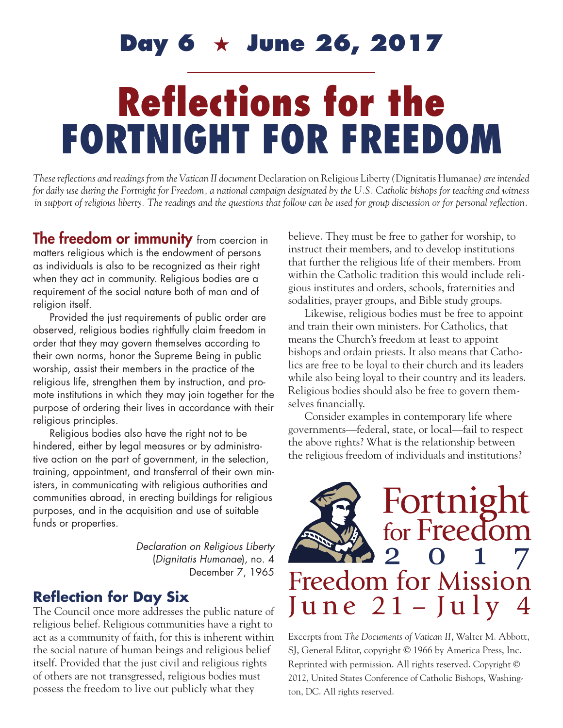## Day 6 ★ June 26, 2017

# Reflections for the FORTNIGHT FOR FREEDOM

*These reflections and readings from the Vatican II document* Declaration on Religious Liberty (Dignitatis Humanae) *are intended for daily use during the Fortnight for Freedom, a national campaign designated by the U.S. Catholic bishops for teaching and witness in support of religious liberty. The readings and the questions that follow can be used for group discussion or for personal reflection.*

**The freedom or immunity** from coercion in matters religious which is the endowment of persons as individuals is also to be recognized as their right when they act in community. Religious bodies are a requirement of the social nature both of man and of religion itself.

Provided the just requirements of public order are observed, religious bodies rightfully claim freedom in order that they may govern themselves according to their own norms, honor the Supreme Being in public worship, assist their members in the practice of the religious life, strengthen them by instruction, and promote institutions in which they may join together for the purpose of ordering their lives in accordance with their religious principles.

Religious bodies also have the right not to be hindered, either by legal measures or by administrative action on the part of government, in the selection, training, appointment, and transferral of their own ministers, in communicating with religious authorities and communities abroad, in erecting buildings for religious purposes, and in the acquisition and use of suitable funds or properties.

*Declaration on Religious Liberty* (*Dignitatis Humanae*), no. 4
December 7, 1965

## Reflection for Day Six

The Council once more addresses the public nature of religious belief. Religious communities have a right to act as a community of faith, for this is inherent within the social nature of human beings and religious belief itself. Provided that the just civil and religious rights of others are not transgressed, religious bodies must possess the freedom to live out publicly what they believe. They must be free to gather for worship, to instruct their members, and to develop institutions that further the religious life of their members. From within the Catholic tradition this would include religious institutes and orders, schools, fraternities and sodalities, prayer groups, and Bible study groups.

Likewise, religious bodies must be free to appoint and train their own ministers. For Catholics, that means the Church's freedom at least to appoint bishops and ordain priests. It also means that Catholics are free to be loyal to their church and its leaders while also being loyal to their country and its leaders. Religious bodies should also be free to govern themselves financially.

Consider examples in contemporary life where governments—federal, state, or local—fail to respect the above rights? What is the relationship between the religious freedom of individuals and institutions?

Fortnight for Freedom 2017
Freedom for Mission
June 21 – July 4

Excerpts from *The Documents of Vatican II*, Walter M. Abbott, SJ, General Editor, copyright © 1966 by America Press, Inc. Reprinted with permission. All rights reserved. Copyright © 2012, United States Conference of Catholic Bishops, Washington, DC. All rights reserved.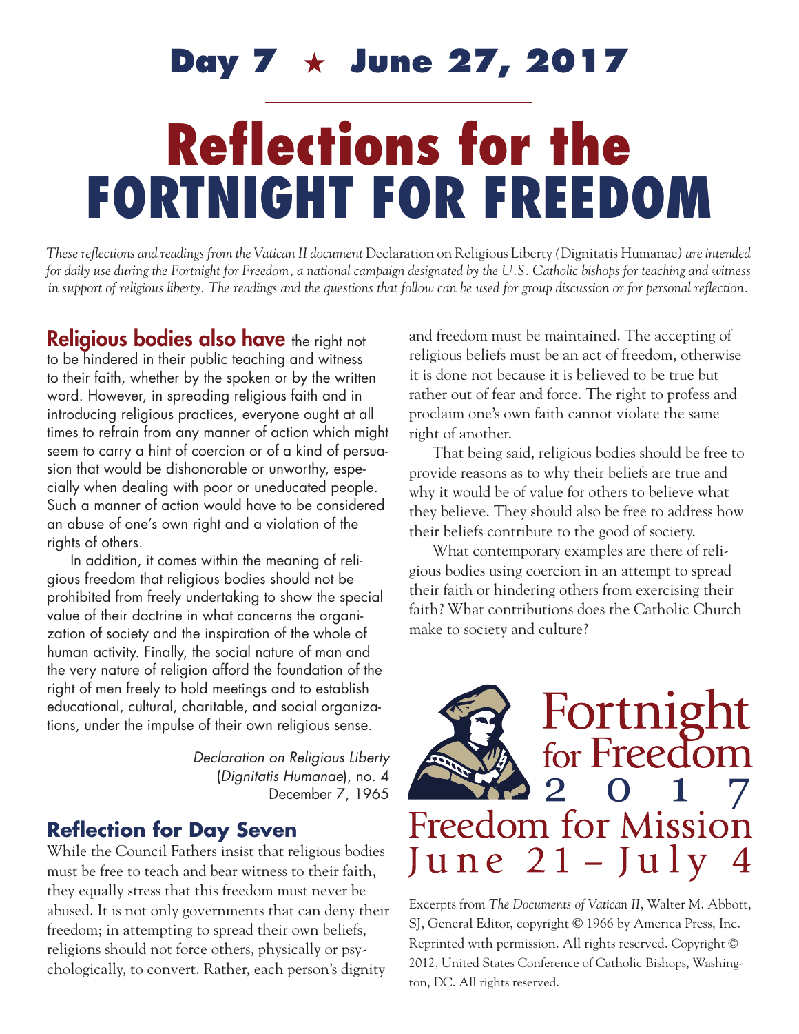# Day 7 ★ June 27, 2017

# Reflections for the FORTNIGHT FOR FREEDOM

*These reflections and readings from the Vatican II document* Declaration on Religious Liberty (Dignitatis Humanae) *are intended for daily use during the Fortnight for Freedom, a national campaign designated by the U.S. Catholic bishops for teaching and witness in support of religious liberty. The readings and the questions that follow can be used for group discussion or for personal reflection.*

**Religious bodies also have** the right not to be hindered in their public teaching and witness to their faith, whether by the spoken or by the written word. However, in spreading religious faith and in introducing religious practices, everyone ought at all times to refrain from any manner of action which might seem to carry a hint of coercion or of a kind of persuasion that would be dishonorable or unworthy, especially when dealing with poor or uneducated people. Such a manner of action would have to be considered an abuse of one's own right and a violation of the rights of others.

In addition, it comes within the meaning of religious freedom that religious bodies should not be prohibited from freely undertaking to show the special value of their doctrine in what concerns the organization of society and the inspiration of the whole of human activity. Finally, the social nature of man and the very nature of religion afford the foundation of the right of men freely to hold meetings and to establish educational, cultural, charitable, and social organizations, under the impulse of their own religious sense.

*Declaration on Religious Liberty* (*Dignitatis Humanae*), no. 4
December 7, 1965

## Reflection for Day Seven

While the Council Fathers insist that religious bodies must be free to teach and bear witness to their faith, they equally stress that this freedom must never be abused. It is not only governments that can deny their freedom; in attempting to spread their own beliefs, religions should not force others, physically or psychologically, to convert. Rather, each person's dignity and freedom must be maintained. The accepting of religious beliefs must be an act of freedom, otherwise it is done not because it is believed to be true but rather out of fear and force. The right to profess and proclaim one's own faith cannot violate the same right of another.

That being said, religious bodies should be free to provide reasons as to why their beliefs are true and why it would be of value for others to believe what they believe. They should also be free to address how their beliefs contribute to the good of society.

What contemporary examples are there of religious bodies using coercion in an attempt to spread their faith or hindering others from exercising their faith? What contributions does the Catholic Church make to society and culture?

Fortnight for Freedom 2017
Freedom for Mission
June 21 – July 4

Excerpts from *The Documents of Vatican II*, Walter M. Abbott, SJ, General Editor, copyright © 1966 by America Press, Inc. Reprinted with permission. All rights reserved. Copyright © 2012, United States Conference of Catholic Bishops, Washington, DC. All rights reserved.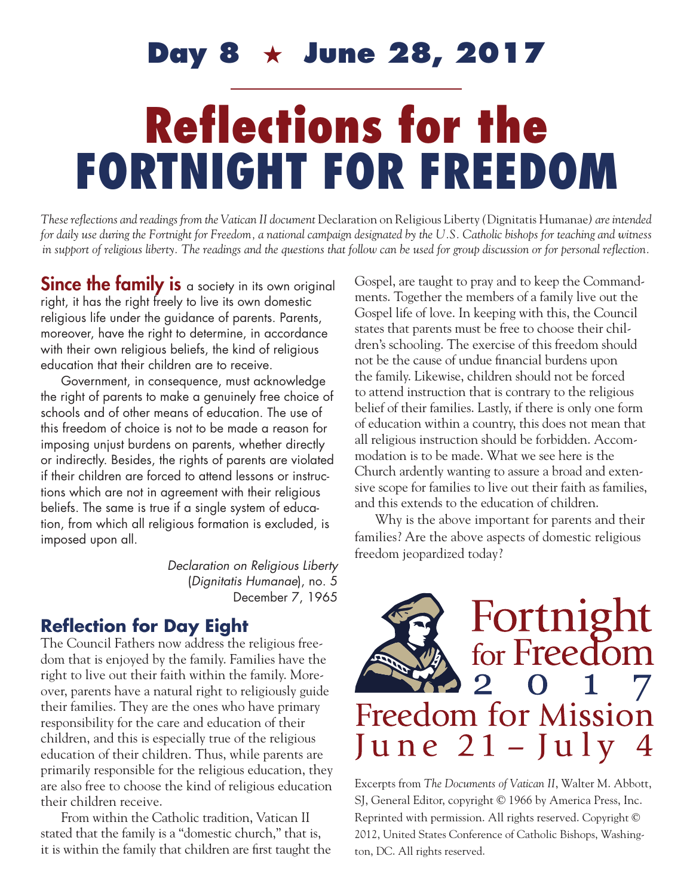# Day 8 ★ June 28, 2017

# Reflections for the FORTNIGHT FOR FREEDOM

*These reflections and readings from the Vatican II document* Declaration on Religious Liberty (Dignitatis Humanae) *are intended for daily use during the Fortnight for Freedom, a national campaign designated by the U.S. Catholic bishops for teaching and witness in support of religious liberty. The readings and the questions that follow can be used for group discussion or for personal reflection.*

**Since the family is** a society in its own original right, it has the right freely to live its own domestic religious life under the guidance of parents. Parents, moreover, have the right to determine, in accordance with their own religious beliefs, the kind of religious education that their children are to receive.

Government, in consequence, must acknowledge the right of parents to make a genuinely free choice of schools and of other means of education. The use of this freedom of choice is not to be made a reason for imposing unjust burdens on parents, whether directly or indirectly. Besides, the rights of parents are violated if their children are forced to attend lessons or instructions which are not in agreement with their religious beliefs. The same is true if a single system of education, from which all religious formation is excluded, is imposed upon all.

*Declaration on Religious Liberty* (*Dignitatis Humanae*), no. 5
December 7, 1965

## Reflection for Day Eight

The Council Fathers now address the religious freedom that is enjoyed by the family. Families have the right to live out their faith within the family. Moreover, parents have a natural right to religiously guide their families. They are the ones who have primary responsibility for the care and education of their children, and this is especially true of the religious education of their children. Thus, while parents are primarily responsible for the religious education, they are also free to choose the kind of religious education their children receive.

From within the Catholic tradition, Vatican II stated that the family is a "domestic church," that is, it is within the family that children are first taught the Gospel, are taught to pray and to keep the Commandments. Together the members of a family live out the Gospel life of love. In keeping with this, the Council states that parents must be free to choose their children's schooling. The exercise of this freedom should not be the cause of undue financial burdens upon the family. Likewise, children should not be forced to attend instruction that is contrary to the religious belief of their families. Lastly, if there is only one form of education within a country, this does not mean that all religious instruction should be forbidden. Accommodation is to be made. What we see here is the Church ardently wanting to assure a broad and extensive scope for families to live out their faith as families, and this extends to the education of children.

Why is the above important for parents and their families? Are the above aspects of domestic religious freedom jeopardized today?

Fortnight for Freedom 2017
Freedom for Mission
June 21 – July 4

Excerpts from *The Documents of Vatican II*, Walter M. Abbott, SJ, General Editor, copyright © 1966 by America Press, Inc. Reprinted with permission. All rights reserved. Copyright © 2012, United States Conference of Catholic Bishops, Washington, DC. All rights reserved.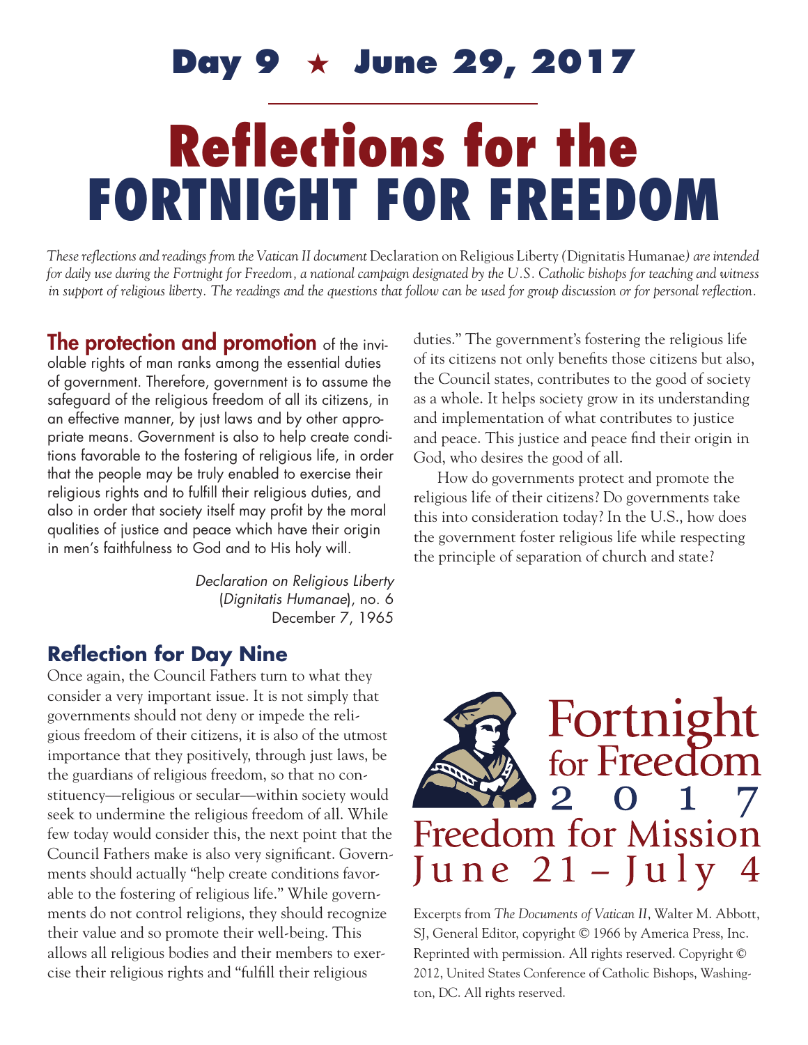# Day 9 ★ June 29, 2017

# Reflections for the FORTNIGHT FOR FREEDOM

*These reflections and readings from the Vatican II document* Declaration on Religious Liberty (Dignitatis Humanae) *are intended for daily use during the Fortnight for Freedom, a national campaign designated by the U.S. Catholic bishops for teaching and witness in support of religious liberty. The readings and the questions that follow can be used for group discussion or for personal reflection.*

**The protection and promotion** of the inviolable rights of man ranks among the essential duties of government. Therefore, government is to assume the safeguard of the religious freedom of all its citizens, in an effective manner, by just laws and by other appropriate means. Government is also to help create conditions favorable to the fostering of religious life, in order that the people may be truly enabled to exercise their religious rights and to fulfill their religious duties, and also in order that society itself may profit by the moral qualities of justice and peace which have their origin in men's faithfulness to God and to His holy will.

*Declaration on Religious Liberty* (*Dignitatis Humanae*), no. 6
December 7, 1965

## Reflection for Day Nine

Once again, the Council Fathers turn to what they consider a very important issue. It is not simply that governments should not deny or impede the religious freedom of their citizens, it is also of the utmost importance that they positively, through just laws, be the guardians of religious freedom, so that no constituency—religious or secular—within society would seek to undermine the religious freedom of all. While few today would consider this, the next point that the Council Fathers make is also very significant. Governments should actually "help create conditions favorable to the fostering of religious life." While governments do not control religions, they should recognize their value and so promote their well-being. This allows all religious bodies and their members to exercise their religious rights and "fulfill their religious duties." The government's fostering the religious life of its citizens not only benefits those citizens but also, the Council states, contributes to the good of society as a whole. It helps society grow in its understanding and implementation of what contributes to justice and peace. This justice and peace find their origin in God, who desires the good of all.

How do governments protect and promote the religious life of their citizens? Do governments take this into consideration today? In the U.S., how does the government foster religious life while respecting the principle of separation of church and state?

Fortnight for Freedom 2017
Freedom for Mission
June 21 – July 4

Excerpts from *The Documents of Vatican II*, Walter M. Abbott, SJ, General Editor, copyright © 1966 by America Press, Inc. Reprinted with permission. All rights reserved. Copyright © 2012, United States Conference of Catholic Bishops, Washington, DC. All rights reserved.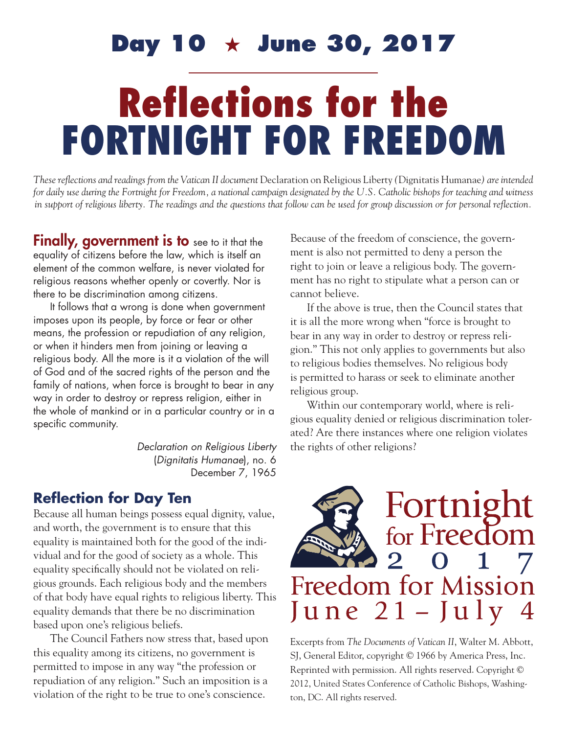## Day 10 ★ June 30, 2017

# Reflections for the FORTNIGHT FOR FREEDOM

*These reflections and readings from the Vatican II document* Declaration on Religious Liberty (Dignitatis Humanae) *are intended for daily use during the Fortnight for Freedom, a national campaign designated by the U.S. Catholic bishops for teaching and witness in support of religious liberty. The readings and the questions that follow can be used for group discussion or for personal reflection.*

**Finally, government is to** see to it that the equality of citizens before the law, which is itself an element of the common welfare, is never violated for religious reasons whether openly or covertly. Nor is there to be discrimination among citizens.

It follows that a wrong is done when government imposes upon its people, by force or fear or other means, the profession or repudiation of any religion, or when it hinders men from joining or leaving a religious body. All the more is it a violation of the will of God and of the sacred rights of the person and the family of nations, when force is brought to bear in any way in order to destroy or repress religion, either in the whole of mankind or in a particular country or in a specific community.

*Declaration on Religious Liberty* (*Dignitatis Humanae*), no. 6
December 7, 1965

### Reflection for Day Ten

Because all human beings possess equal dignity, value, and worth, the government is to ensure that this equality is maintained both for the good of the individual and for the good of society as a whole. This equality specifically should not be violated on religious grounds. Each religious body and the members of that body have equal rights to religious liberty. This equality demands that there be no discrimination based upon one's religious beliefs.

The Council Fathers now stress that, based upon this equality among its citizens, no government is permitted to impose in any way "the profession or repudiation of any religion." Such an imposition is a violation of the right to be true to one's conscience. Because of the freedom of conscience, the government is also not permitted to deny a person the right to join or leave a religious body. The government has no right to stipulate what a person can or cannot believe.

If the above is true, then the Council states that it is all the more wrong when "force is brought to bear in any way in order to destroy or repress religion." This not only applies to governments but also to religious bodies themselves. No religious body is permitted to harass or seek to eliminate another religious group.

Within our contemporary world, where is religious equality denied or religious discrimination tolerated? Are there instances where one religion violates the rights of other religions?

Fortnight for Freedom 2017
Freedom for Mission
June 21 – July 4

Excerpts from *The Documents of Vatican II*, Walter M. Abbott, SJ, General Editor, copyright © 1966 by America Press, Inc. Reprinted with permission. All rights reserved. Copyright © 2012, United States Conference of Catholic Bishops, Washington, DC. All rights reserved.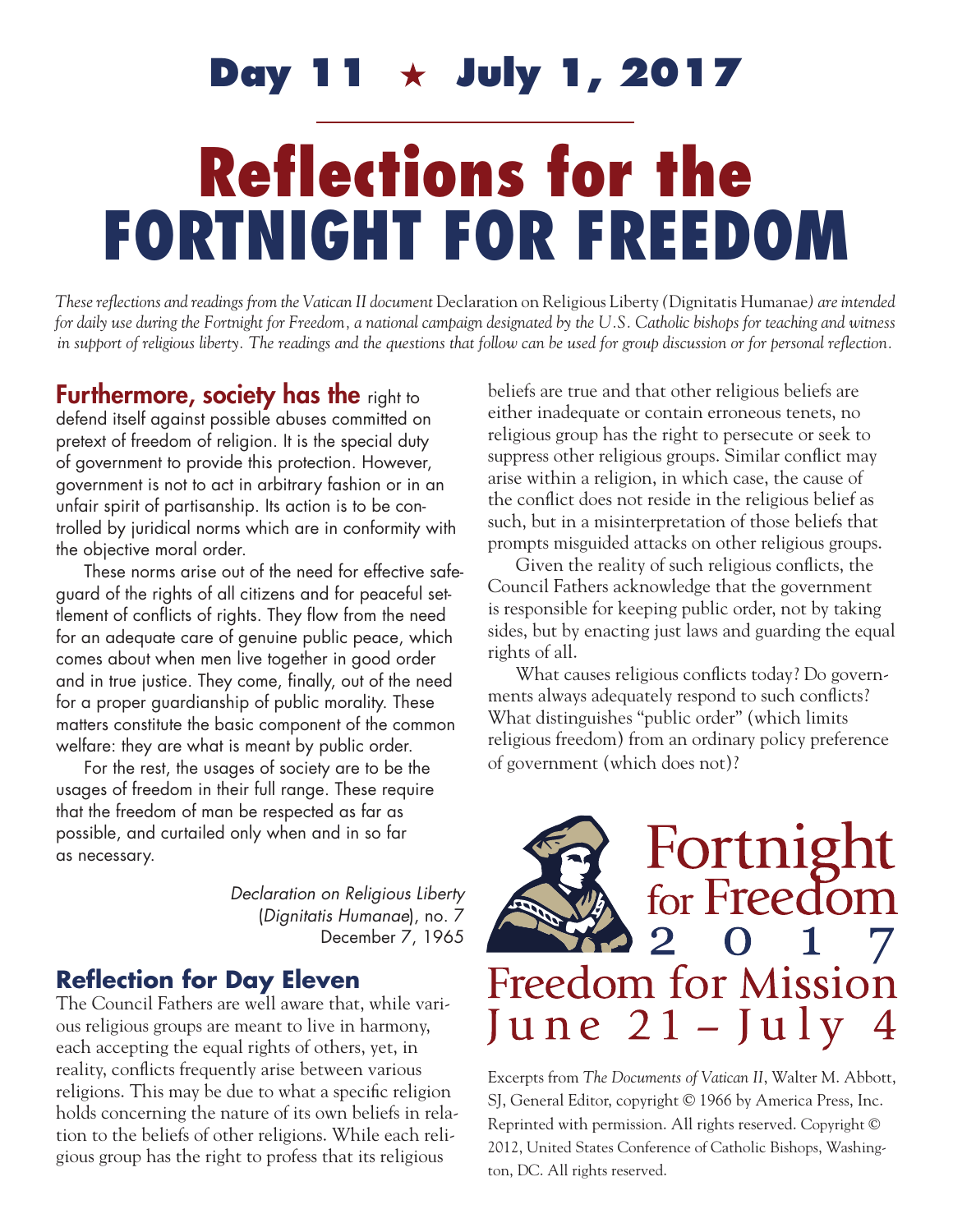# Day 11 ★ July 1, 2017

# Reflections for the FORTNIGHT FOR FREEDOM

*These reflections and readings from the Vatican II document* Declaration on Religious Liberty (Dignitatis Humanae) *are intended for daily use during the Fortnight for Freedom, a national campaign designated by the U.S. Catholic bishops for teaching and witness in support of religious liberty. The readings and the questions that follow can be used for group discussion or for personal reflection.*

**Furthermore, society has the** right to defend itself against possible abuses committed on pretext of freedom of religion. It is the special duty of government to provide this protection. However, government is not to act in arbitrary fashion or in an unfair spirit of partisanship. Its action is to be controlled by juridical norms which are in conformity with the objective moral order.

These norms arise out of the need for effective safeguard of the rights of all citizens and for peaceful settlement of conflicts of rights. They flow from the need for an adequate care of genuine public peace, which comes about when men live together in good order and in true justice. They come, finally, out of the need for a proper guardianship of public morality. These matters constitute the basic component of the common welfare: they are what is meant by public order.

For the rest, the usages of society are to be the usages of freedom in their full range. These require that the freedom of man be respected as far as possible, and curtailed only when and in so far as necessary.

*Declaration on Religious Liberty* (*Dignitatis Humanae*), no. 7
December 7, 1965

## Reflection for Day Eleven

The Council Fathers are well aware that, while various religious groups are meant to live in harmony, each accepting the equal rights of others, yet, in reality, conflicts frequently arise between various religions. This may be due to what a specific religion holds concerning the nature of its own beliefs in relation to the beliefs of other religions. While each religious group has the right to profess that its religious beliefs are true and that other religious beliefs are either inadequate or contain erroneous tenets, no religious group has the right to persecute or seek to suppress other religious groups. Similar conflict may arise within a religion, in which case, the cause of the conflict does not reside in the religious belief as such, but in a misinterpretation of those beliefs that prompts misguided attacks on other religious groups.

Given the reality of such religious conflicts, the Council Fathers acknowledge that the government is responsible for keeping public order, not by taking sides, but by enacting just laws and guarding the equal rights of all.

What causes religious conflicts today? Do governments always adequately respond to such conflicts? What distinguishes "public order" (which limits religious freedom) from an ordinary policy preference of government (which does not)?

Fortnight for Freedom 2017
Freedom for Mission
June 21 – July 4

Excerpts from *The Documents of Vatican II*, Walter M. Abbott, SJ, General Editor, copyright © 1966 by America Press, Inc. Reprinted with permission. All rights reserved. Copyright © 2012, United States Conference of Catholic Bishops, Washington, DC. All rights reserved.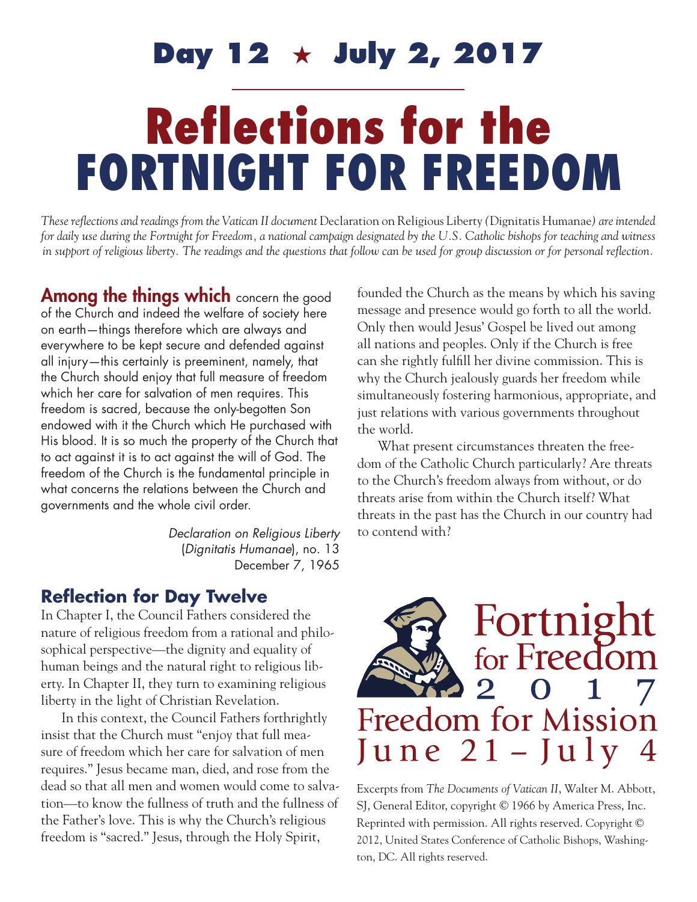**Day 12 ★ July 2, 2017**

# Reflections for the FORTNIGHT FOR FREEDOM

*These reflections and readings from the Vatican II document* Declaration on Religious Liberty (Dignitatis Humanae) *are intended for daily use during the Fortnight for Freedom, a national campaign designated by the U.S. Catholic bishops for teaching and witness in support of religious liberty. The readings and the questions that follow can be used for group discussion or for personal reflection.*

**Among the things which** concern the good of the Church and indeed the welfare of society here on earth—things therefore which are always and everywhere to be kept secure and defended against all injury—this certainly is preeminent, namely, that the Church should enjoy that full measure of freedom which her care for salvation of men requires. This freedom is sacred, because the only-begotten Son endowed with it the Church which He purchased with His blood. It is so much the property of the Church that to act against it is to act against the will of God. The freedom of the Church is the fundamental principle in what concerns the relations between the Church and governments and the whole civil order.

*Declaration on Religious Liberty* (*Dignitatis Humanae*), no. 13
December 7, 1965

## Reflection for Day Twelve

In Chapter I, the Council Fathers considered the nature of religious freedom from a rational and philosophical perspective—the dignity and equality of human beings and the natural right to religious liberty. In Chapter II, they turn to examining religious liberty in the light of Christian Revelation.

In this context, the Council Fathers forthrightly insist that the Church must "enjoy that full measure of freedom which her care for salvation of men requires." Jesus became man, died, and rose from the dead so that all men and women would come to salvation—to know the fullness of truth and the fullness of the Father's love. This is why the Church's religious freedom is "sacred." Jesus, through the Holy Spirit, founded the Church as the means by which his saving message and presence would go forth to all the world. Only then would Jesus' Gospel be lived out among all nations and peoples. Only if the Church is free can she rightly fulfill her divine commission. This is why the Church jealously guards her freedom while simultaneously fostering harmonious, appropriate, and just relations with various governments throughout the world.

What present circumstances threaten the freedom of the Catholic Church particularly? Are threats to the Church's freedom always from without, or do threats arise from within the Church itself? What threats in the past has the Church in our country had to contend with?

Fortnight for Freedom 2017
Freedom for Mission
June 21 – July 4

Excerpts from *The Documents of Vatican II*, Walter M. Abbott, SJ, General Editor, copyright © 1966 by America Press, Inc. Reprinted with permission. All rights reserved. Copyright © 2012, United States Conference of Catholic Bishops, Washington, DC. All rights reserved.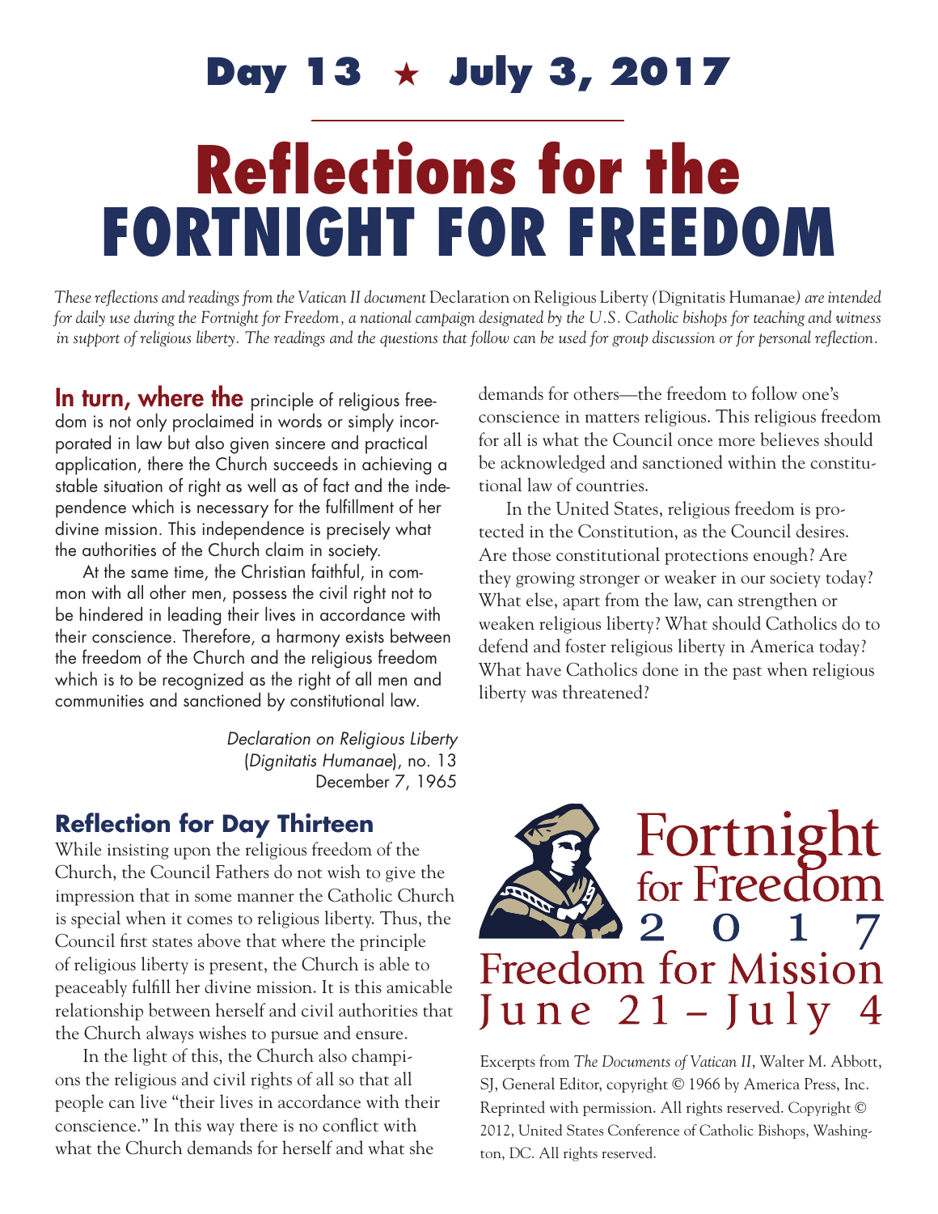# Day 13 ★ July 3, 2017

# Reflections for the FORTNIGHT FOR FREEDOM

*These reflections and readings from the Vatican II document* Declaration on Religious Liberty (Dignitatis Humanae) *are intended for daily use during the Fortnight for Freedom, a national campaign designated by the U.S. Catholic bishops for teaching and witness in support of religious liberty. The readings and the questions that follow can be used for group discussion or for personal reflection.*

**In turn, where the** principle of religious freedom is not only proclaimed in words or simply incorporated in law but also given sincere and practical application, there the Church succeeds in achieving a stable situation of right as well as of fact and the independence which is necessary for the fulfillment of her divine mission. This independence is precisely what the authorities of the Church claim in society.

At the same time, the Christian faithful, in common with all other men, possess the civil right not to be hindered in leading their lives in accordance with their conscience. Therefore, a harmony exists between the freedom of the Church and the religious freedom which is to be recognized as the right of all men and communities and sanctioned by constitutional law.

*Declaration on Religious Liberty* (*Dignitatis Humanae*), no. 13
December 7, 1965

## Reflection for Day Thirteen

While insisting upon the religious freedom of the Church, the Council Fathers do not wish to give the impression that in some manner the Catholic Church is special when it comes to religious liberty. Thus, the Council first states above that where the principle of religious liberty is present, the Church is able to peaceably fulfill her divine mission. It is this amicable relationship between herself and civil authorities that the Church always wishes to pursue and ensure.

In the light of this, the Church also champions the religious and civil rights of all so that all people can live "their lives in accordance with their conscience." In this way there is no conflict with what the Church demands for herself and what she demands for others—the freedom to follow one's conscience in matters religious. This religious freedom for all is what the Council once more believes should be acknowledged and sanctioned within the constitutional law of countries.

In the United States, religious freedom is protected in the Constitution, as the Council desires. Are those constitutional protections enough? Are they growing stronger or weaker in our society today? What else, apart from the law, can strengthen or weaken religious liberty? What should Catholics do to defend and foster religious liberty in America today? What have Catholics done in the past when religious liberty was threatened?

Fortnight for Freedom 2017
Freedom for Mission
June 21 – July 4

Excerpts from *The Documents of Vatican II*, Walter M. Abbott, SJ, General Editor, copyright © 1966 by America Press, Inc. Reprinted with permission. All rights reserved. Copyright © 2012, United States Conference of Catholic Bishops, Washington, DC. All rights reserved.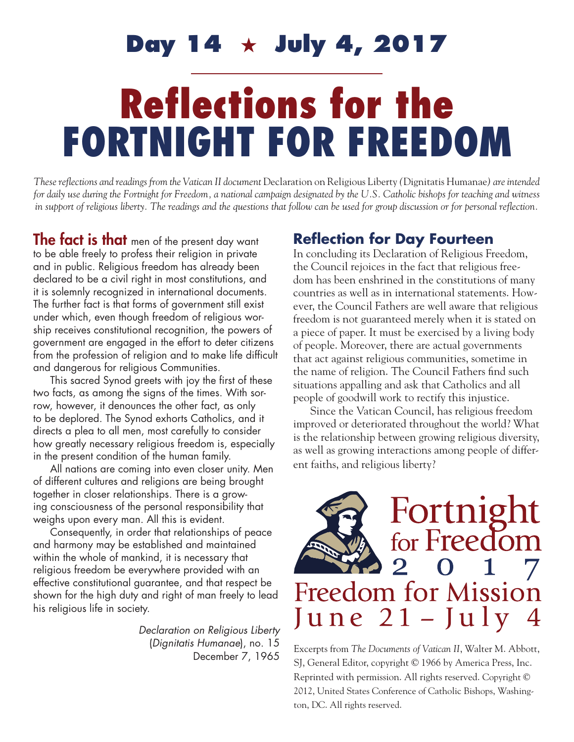## Day 14 ★ July 4, 2017

# Reflections for the FORTNIGHT FOR FREEDOM

*These reflections and readings from the Vatican II document* Declaration on Religious Liberty (Dignitatis Humanae) *are intended for daily use during the Fortnight for Freedom, a national campaign designated by the U.S. Catholic bishops for teaching and witness in support of religious liberty. The readings and the questions that follow can be used for group discussion or for personal reflection.*

**The fact is that** men of the present day want to be able freely to profess their religion in private and in public. Religious freedom has already been declared to be a civil right in most constitutions, and it is solemnly recognized in international documents. The further fact is that forms of government still exist under which, even though freedom of religious worship receives constitutional recognition, the powers of government are engaged in the effort to deter citizens from the profession of religion and to make life difficult and dangerous for religious Communities.

This sacred Synod greets with joy the first of these two facts, as among the signs of the times. With sorrow, however, it denounces the other fact, as only to be deplored. The Synod exhorts Catholics, and it directs a plea to all men, most carefully to consider how greatly necessary religious freedom is, especially in the present condition of the human family.

All nations are coming into even closer unity. Men of different cultures and religions are being brought together in closer relationships. There is a growing consciousness of the personal responsibility that weighs upon every man. All this is evident.

Consequently, in order that relationships of peace and harmony may be established and maintained within the whole of mankind, it is necessary that religious freedom be everywhere provided with an effective constitutional guarantee, and that respect be shown for the high duty and right of man freely to lead his religious life in society.

*Declaration on Religious Liberty* (*Dignitatis Humanae*), no. 15
December 7, 1965

## Reflection for Day Fourteen

In concluding its Declaration of Religious Freedom, the Council rejoices in the fact that religious freedom has been enshrined in the constitutions of many countries as well as in international statements. However, the Council Fathers are well aware that religious freedom is not guaranteed merely when it is stated on a piece of paper. It must be exercised by a living body of people. Moreover, there are actual governments that act against religious communities, sometime in the name of religion. The Council Fathers find such situations appalling and ask that Catholics and all people of goodwill work to rectify this injustice.

Since the Vatican Council, has religious freedom improved or deteriorated throughout the world? What is the relationship between growing religious diversity, as well as growing interactions among people of different faiths, and religious liberty?

Fortnight for Freedom 2017
Freedom for Mission
June 21 – July 4

Excerpts from *The Documents of Vatican II*, Walter M. Abbott, SJ, General Editor, copyright © 1966 by America Press, Inc. Reprinted with permission. All rights reserved. Copyright © 2012, United States Conference of Catholic Bishops, Washington, DC. All rights reserved.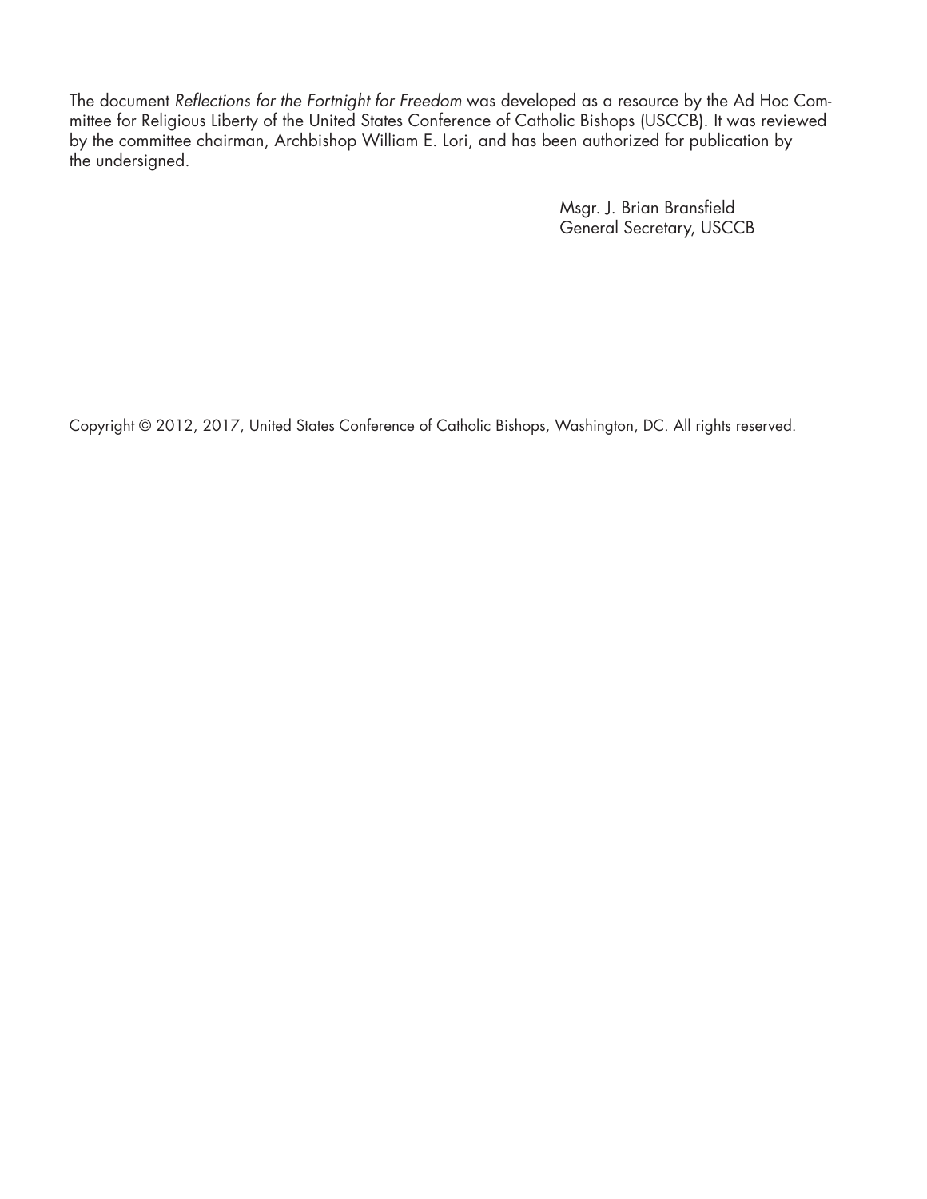The document *Reflections for the Fortnight for Freedom* was developed as a resource by the Ad Hoc Committee for Religious Liberty of the United States Conference of Catholic Bishops (USCCB). It was reviewed by the committee chairman, Archbishop William E. Lori, and has been authorized for publication by the undersigned.

Msgr. J. Brian Bransfield
General Secretary, USCCB

Copyright © 2012, 2017, United States Conference of Catholic Bishops, Washington, DC. All rights reserved.